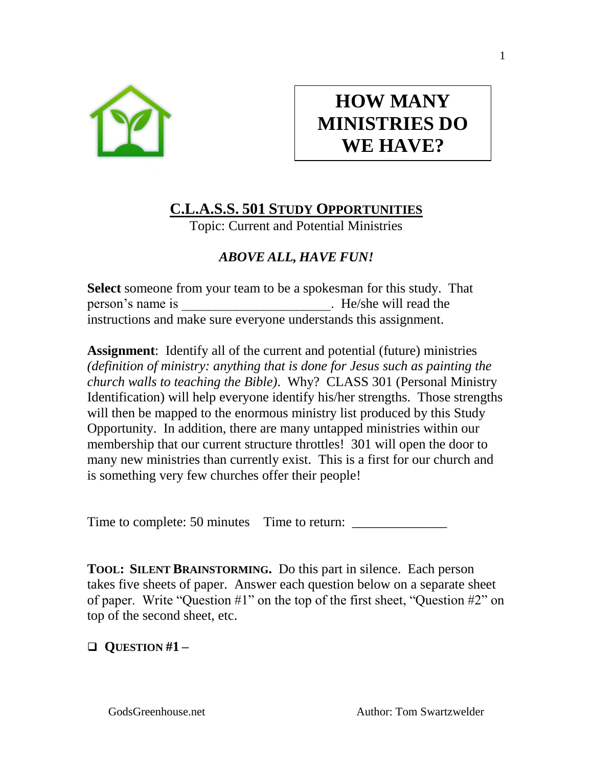# HOW MANY MINISTRIES DO WE HAVE?

## C.L.A.S.S. 501 STUDY OPPORTUNITIES

Topic: Current and Potential Ministries

***ABOVE ALL, HAVE FUN!***

**Select** someone from your team to be a spokesman for this study. That person's name is _____________________. He/she will read the instructions and make sure everyone understands this assignment.

**Assignment**: Identify all of the current and potential (future) ministries *(definition of ministry: anything that is done for Jesus such as painting the church walls to teaching the Bible)*. Why? CLASS 301 (Personal Ministry Identification) will help everyone identify his/her strengths. Those strengths will then be mapped to the enormous ministry list produced by this Study Opportunity. In addition, there are many untapped ministries within our membership that our current structure throttles! 301 will open the door to many new ministries than currently exist. This is a first for our church and is something very few churches offer their people!

Time to complete: 50 minutes Time to return: _____________

**TOOL: SILENT BRAINSTORMING.** Do this part in silence. Each person takes five sheets of paper. Answer each question below on a separate sheet of paper. Write "Question #1" on the top of the first sheet, "Question #2" on top of the second sheet, etc.

- [ ] **QUESTION #1 –**

GodsGreenhouse.net Author: Tom Swartzwelder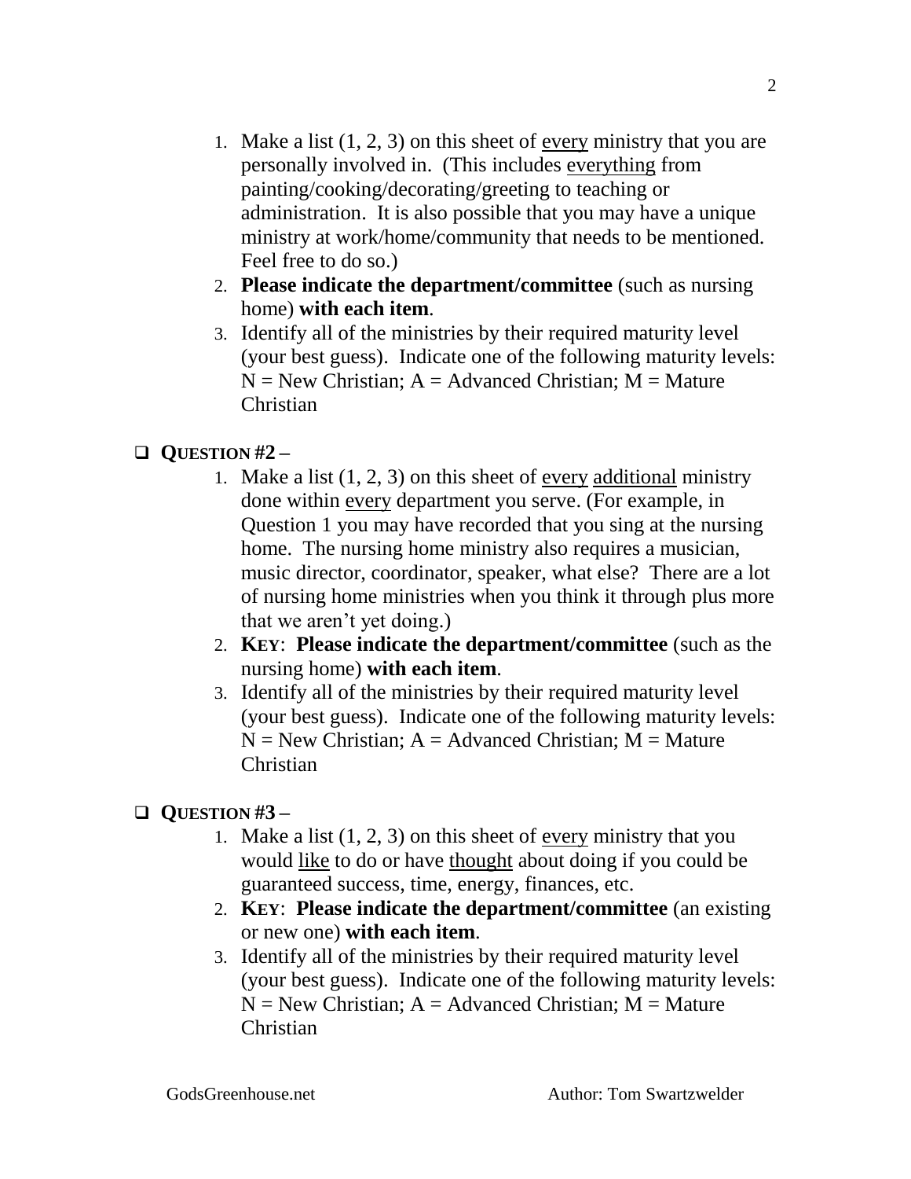1. Make a list (1, 2, 3) on this sheet of <u>every</u> ministry that you are personally involved in. (This includes <u>everything</u> from painting/cooking/decorating/greeting to teaching or administration. It is also possible that you may have a unique ministry at work/home/community that needs to be mentioned. Feel free to do so.)
2. **Please indicate the department/committee** (such as nursing home) **with each item**.
3. Identify all of the ministries by their required maturity level (your best guess). Indicate one of the following maturity levels: N = New Christian; A = Advanced Christian; M = Mature Christian

- ❑ **QUESTION #2 –**
  1. Make a list (1, 2, 3) on this sheet of <u>every</u> <u>additional</u> ministry done within <u>every</u> department you serve. (For example, in Question 1 you may have recorded that you sing at the nursing home. The nursing home ministry also requires a musician, music director, coordinator, speaker, what else? There are a lot of nursing home ministries when you think it through plus more that we aren't yet doing.)
  2. **KEY**: **Please indicate the department/committee** (such as the nursing home) **with each item**.
  3. Identify all of the ministries by their required maturity level (your best guess). Indicate one of the following maturity levels: N = New Christian; A = Advanced Christian; M = Mature Christian

- ❑ **QUESTION #3 –**
  1. Make a list (1, 2, 3) on this sheet of <u>every</u> ministry that you would <u>like</u> to do or have <u>thought</u> about doing if you could be guaranteed success, time, energy, finances, etc.
  2. **KEY**: **Please indicate the department/committee** (an existing or new one) **with each item**.
  3. Identify all of the ministries by their required maturity level (your best guess). Indicate one of the following maturity levels: N = New Christian; A = Advanced Christian; M = Mature Christian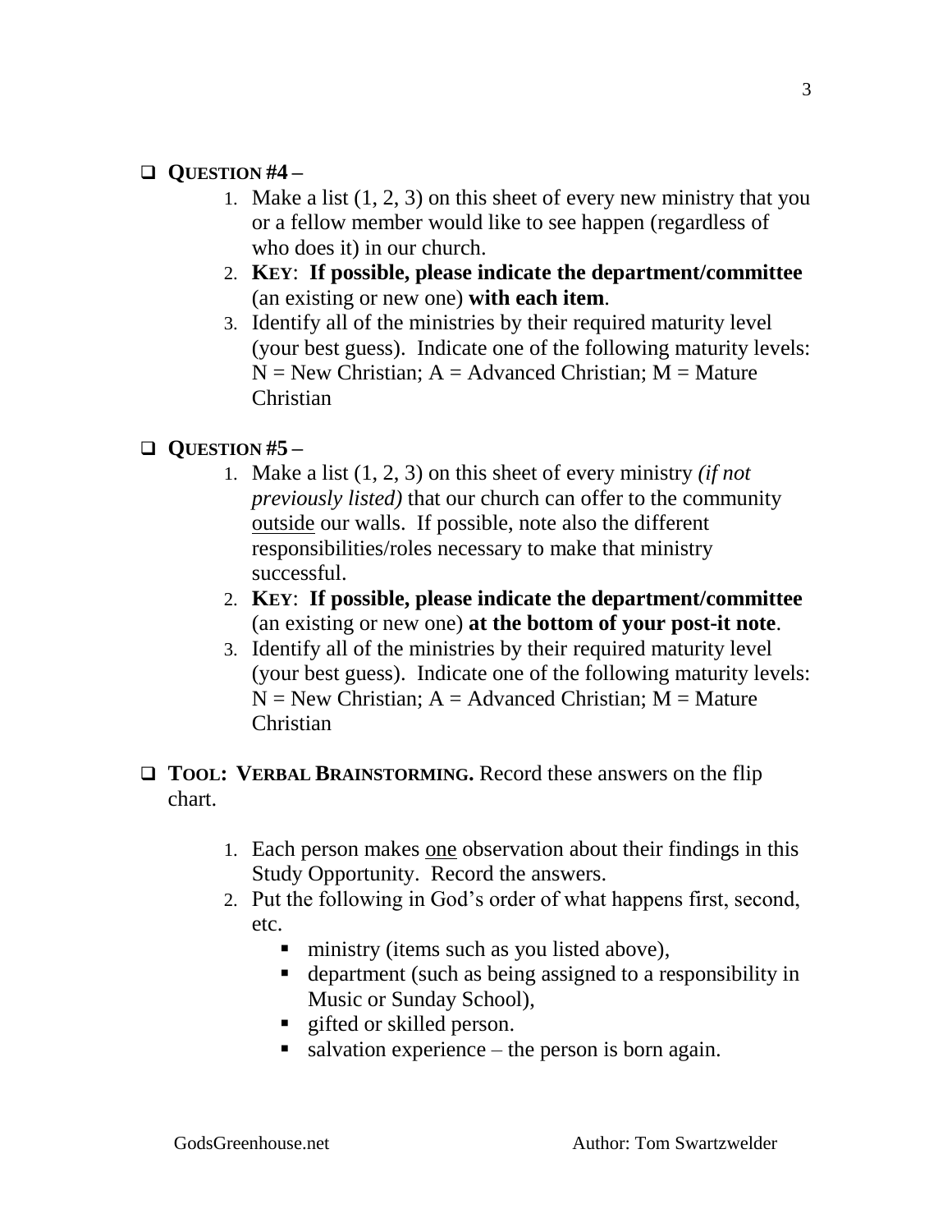- ❑ **QUESTION #4 –**
  1. Make a list (1, 2, 3) on this sheet of every new ministry that you or a fellow member would like to see happen (regardless of who does it) in our church.
  2. **KEY**: **If possible, please indicate the department/committee** (an existing or new one) **with each item**.
  3. Identify all of the ministries by their required maturity level (your best guess). Indicate one of the following maturity levels: N = New Christian; A = Advanced Christian; M = Mature Christian

- ❑ **QUESTION #5 –**
  1. Make a list (1, 2, 3) on this sheet of every ministry *(if not previously listed)* that our church can offer to the community <u>outside</u> our walls. If possible, note also the different responsibilities/roles necessary to make that ministry successful.
  2. **KEY**: **If possible, please indicate the department/committee** (an existing or new one) **at the bottom of your post-it note**.
  3. Identify all of the ministries by their required maturity level (your best guess). Indicate one of the following maturity levels: N = New Christian; A = Advanced Christian; M = Mature Christian

- ❑ **TOOL: VERBAL BRAINSTORMING.** Record these answers on the flip chart.

  1. Each person makes <u>one</u> observation about their findings in this Study Opportunity. Record the answers.
  2. Put the following in God's order of what happens first, second, etc.
     - ministry (items such as you listed above),
     - department (such as being assigned to a responsibility in Music or Sunday School),
     - gifted or skilled person.
     - salvation experience – the person is born again.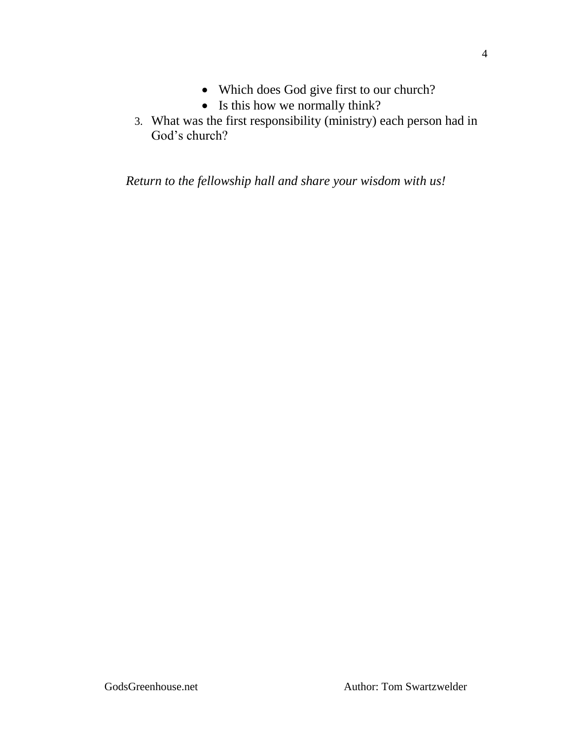- Which does God give first to our church?
    - Is this how we normally think?

3. What was the first responsibility (ministry) each person had in God's church?

*Return to the fellowship hall and share your wisdom with us!*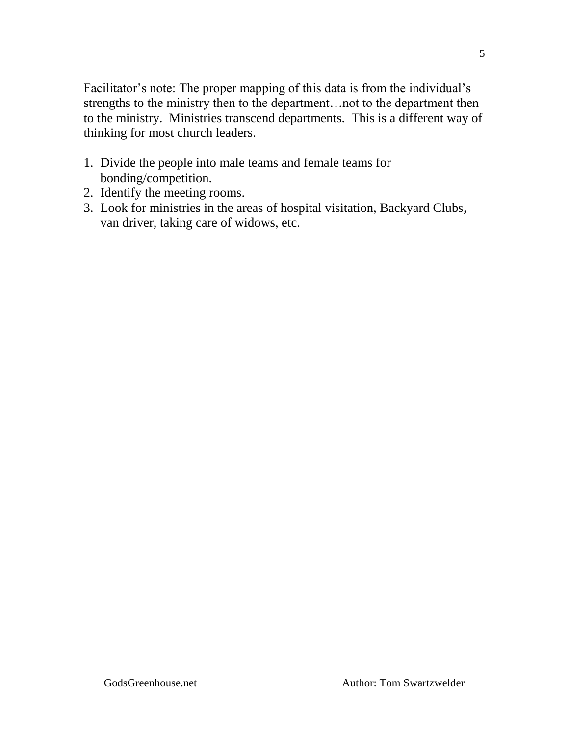Facilitator's note: The proper mapping of this data is from the individual's strengths to the ministry then to the department…not to the department then to the ministry. Ministries transcend departments. This is a different way of thinking for most church leaders.

1. Divide the people into male teams and female teams for bonding/competition.
2. Identify the meeting rooms.
3. Look for ministries in the areas of hospital visitation, Backyard Clubs, van driver, taking care of widows, etc.